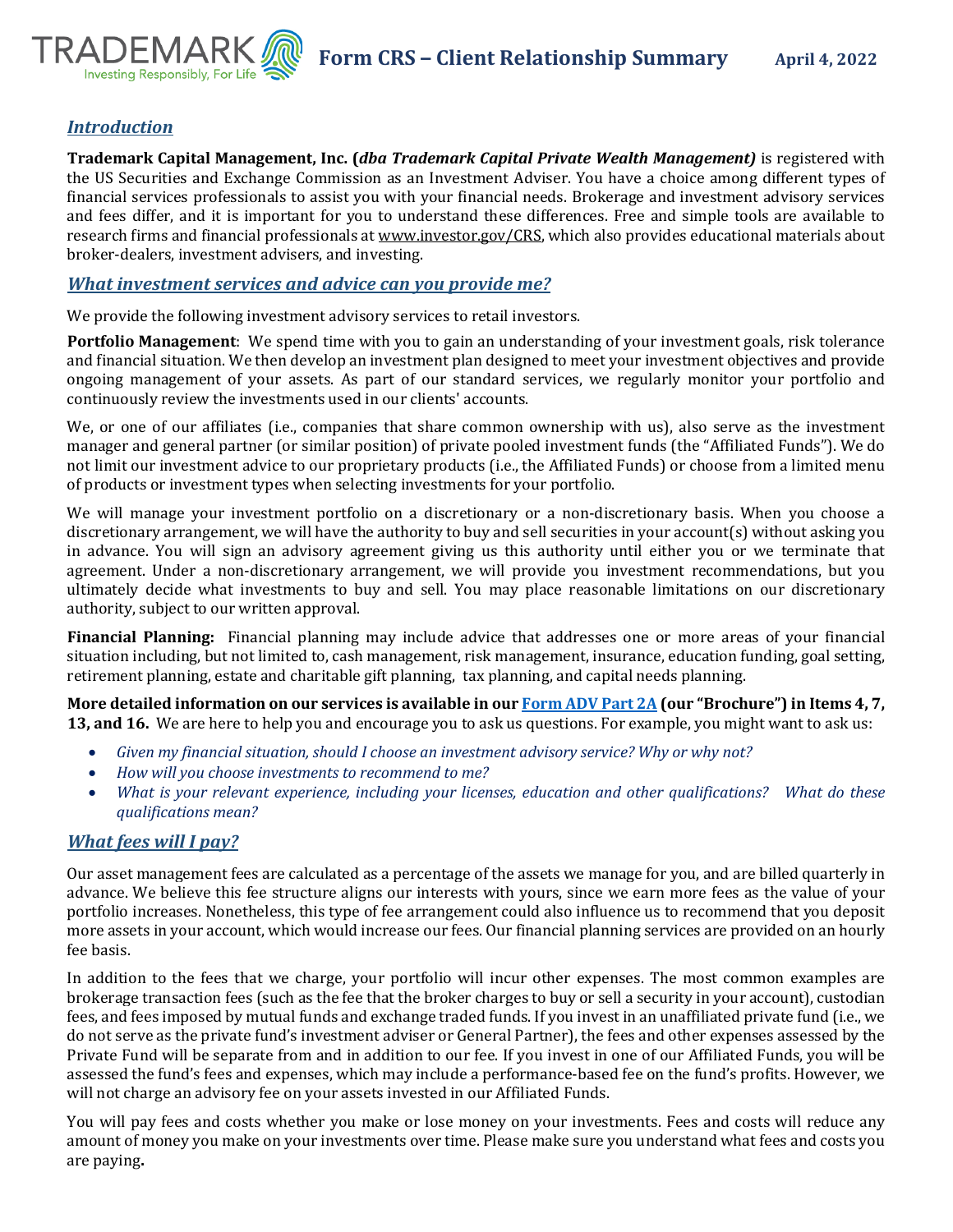# Form CRS – Client Relationship Summary

April 4, 2022

## *Introduction*

**Trademark Capital Management, Inc. (*dba Trademark Capital Private Wealth Management)*** is registered with the US Securities and Exchange Commission as an Investment Adviser. You have a choice among different types of financial services professionals to assist you with your financial needs. Brokerage and investment advisory services and fees differ, and it is important for you to understand these differences. Free and simple tools are available to research firms and financial professionals at www.investor.gov/CRS, which also provides educational materials about broker-dealers, investment advisers, and investing.

## *What investment services and advice can you provide me?*

We provide the following investment advisory services to retail investors.

**Portfolio Management**: We spend time with you to gain an understanding of your investment goals, risk tolerance and financial situation. We then develop an investment plan designed to meet your investment objectives and provide ongoing management of your assets. As part of our standard services, we regularly monitor your portfolio and continuously review the investments used in our clients' accounts.

We, or one of our affiliates (i.e., companies that share common ownership with us), also serve as the investment manager and general partner (or similar position) of private pooled investment funds (the "Affiliated Funds"). We do not limit our investment advice to our proprietary products (i.e., the Affiliated Funds) or choose from a limited menu of products or investment types when selecting investments for your portfolio.

We will manage your investment portfolio on a discretionary or a non-discretionary basis. When you choose a discretionary arrangement, we will have the authority to buy and sell securities in your account(s) without asking you in advance. You will sign an advisory agreement giving us this authority until either you or we terminate that agreement. Under a non-discretionary arrangement, we will provide you investment recommendations, but you ultimately decide what investments to buy and sell. You may place reasonable limitations on our discretionary authority, subject to our written approval.

**Financial Planning:** Financial planning may include advice that addresses one or more areas of your financial situation including, but not limited to, cash management, risk management, insurance, education funding, goal setting, retirement planning, estate and charitable gift planning, tax planning, and capital needs planning.

**More detailed information on our services is available in our Form ADV Part 2A (our "Brochure") in Items 4, 7, 13, and 16.** We are here to help you and encourage you to ask us questions. For example, you might want to ask us:

- *Given my financial situation, should I choose an investment advisory service? Why or why not?*
- *How will you choose investments to recommend to me?*
- *What is your relevant experience, including your licenses, education and other qualifications? What do these qualifications mean?*

## *What fees will I pay?*

Our asset management fees are calculated as a percentage of the assets we manage for you, and are billed quarterly in advance. We believe this fee structure aligns our interests with yours, since we earn more fees as the value of your portfolio increases. Nonetheless, this type of fee arrangement could also influence us to recommend that you deposit more assets in your account, which would increase our fees. Our financial planning services are provided on an hourly fee basis.

In addition to the fees that we charge, your portfolio will incur other expenses. The most common examples are brokerage transaction fees (such as the fee that the broker charges to buy or sell a security in your account), custodian fees, and fees imposed by mutual funds and exchange traded funds. If you invest in an unaffiliated private fund (i.e., we do not serve as the private fund's investment adviser or General Partner), the fees and other expenses assessed by the Private Fund will be separate from and in addition to our fee. If you invest in one of our Affiliated Funds, you will be assessed the fund's fees and expenses, which may include a performance-based fee on the fund's profits. However, we will not charge an advisory fee on your assets invested in our Affiliated Funds.

You will pay fees and costs whether you make or lose money on your investments. Fees and costs will reduce any amount of money you make on your investments over time. Please make sure you understand what fees and costs you are paying**.**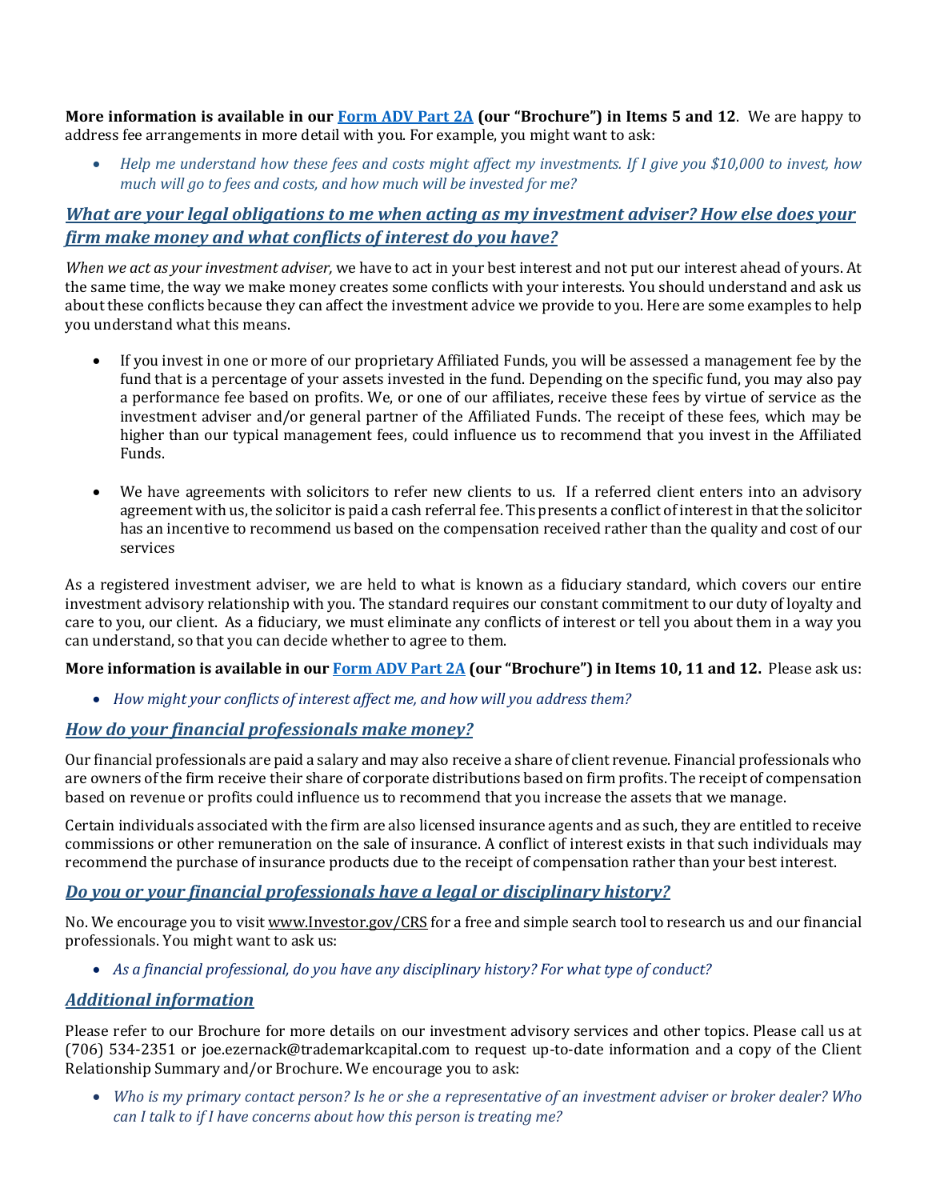**More information is available in our [Form ADV Part 2A](#) (our "Brochure") in Items 5 and 12**. We are happy to address fee arrangements in more detail with you. For example, you might want to ask:

- *Help me understand how these fees and costs might affect my investments. If I give you $10,000 to invest, how much will go to fees and costs, and how much will be invested for me?*

## *What are your legal obligations to me when acting as my investment adviser? How else does your firm make money and what conflicts of interest do you have?*

*When we act as your investment adviser,* we have to act in your best interest and not put our interest ahead of yours. At the same time, the way we make money creates some conflicts with your interests. You should understand and ask us about these conflicts because they can affect the investment advice we provide to you. Here are some examples to help you understand what this means.

- If you invest in one or more of our proprietary Affiliated Funds, you will be assessed a management fee by the fund that is a percentage of your assets invested in the fund. Depending on the specific fund, you may also pay a performance fee based on profits. We, or one of our affiliates, receive these fees by virtue of service as the investment adviser and/or general partner of the Affiliated Funds. The receipt of these fees, which may be higher than our typical management fees, could influence us to recommend that you invest in the Affiliated Funds.

- We have agreements with solicitors to refer new clients to us. If a referred client enters into an advisory agreement with us, the solicitor is paid a cash referral fee. This presents a conflict of interest in that the solicitor has an incentive to recommend us based on the compensation received rather than the quality and cost of our services

As a registered investment adviser, we are held to what is known as a fiduciary standard, which covers our entire investment advisory relationship with you. The standard requires our constant commitment to our duty of loyalty and care to you, our client. As a fiduciary, we must eliminate any conflicts of interest or tell you about them in a way you can understand, so that you can decide whether to agree to them.

**More information is available in our [Form ADV Part 2A](#) (our "Brochure") in Items 10, 11 and 12.** Please ask us:

- *How might your conflicts of interest affect me, and how will you address them?*

## *How do your financial professionals make money?*

Our financial professionals are paid a salary and may also receive a share of client revenue. Financial professionals who are owners of the firm receive their share of corporate distributions based on firm profits. The receipt of compensation based on revenue or profits could influence us to recommend that you increase the assets that we manage.

Certain individuals associated with the firm are also licensed insurance agents and as such, they are entitled to receive commissions or other remuneration on the sale of insurance. A conflict of interest exists in that such individuals may recommend the purchase of insurance products due to the receipt of compensation rather than your best interest.

## *Do you or your financial professionals have a legal or disciplinary history?*

No. We encourage you to visit www.Investor.gov/CRS for a free and simple search tool to research us and our financial professionals. You might want to ask us:

- *As a financial professional, do you have any disciplinary history? For what type of conduct?*

## *Additional information*

Please refer to our Brochure for more details on our investment advisory services and other topics. Please call us at (706) 534-2351 or joe.ezernack@trademarkcapital.com to request up-to-date information and a copy of the Client Relationship Summary and/or Brochure. We encourage you to ask:

- *Who is my primary contact person? Is he or she a representative of an investment adviser or broker dealer? Who can I talk to if I have concerns about how this person is treating me?*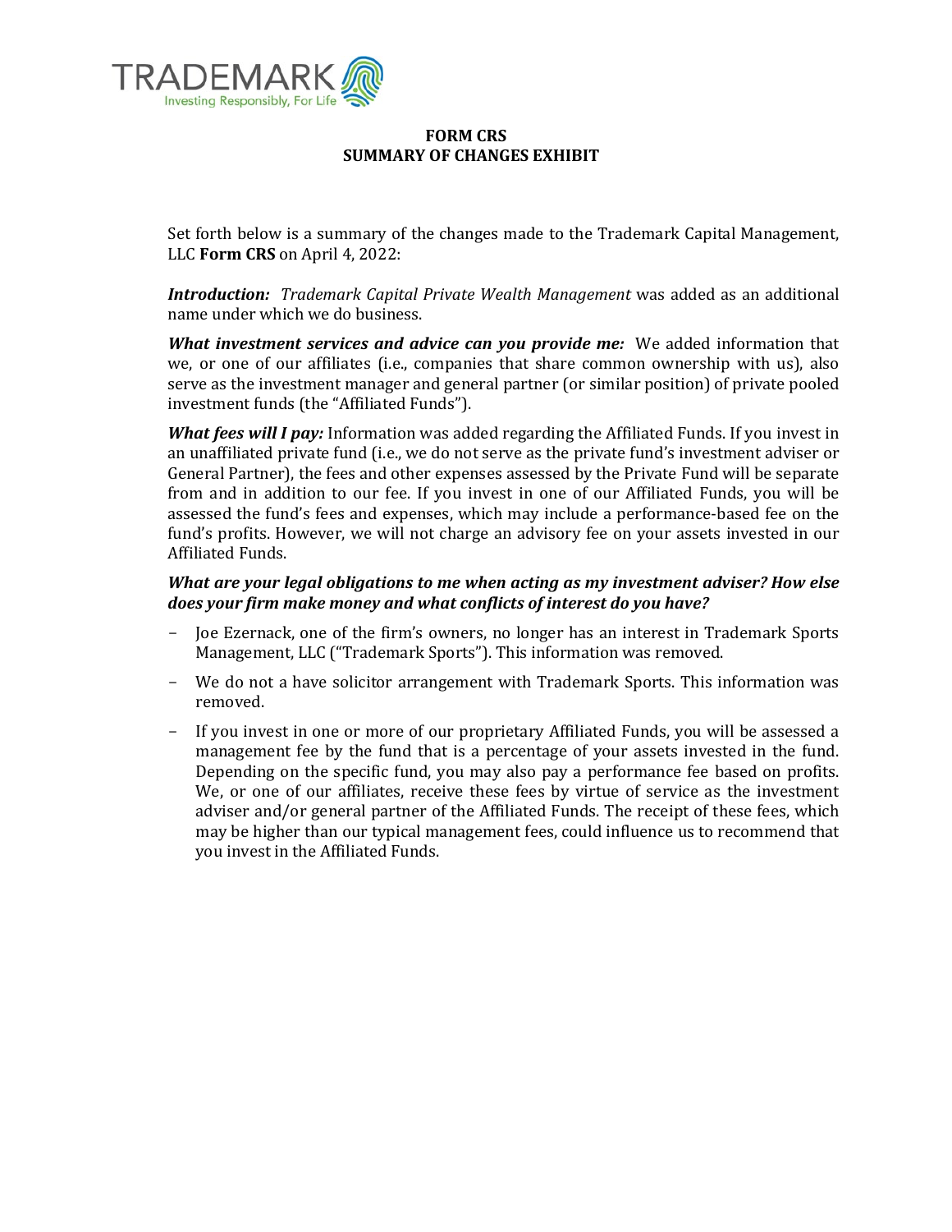TRADEMARK
Investing Responsibly, For Life

# FORM CRS
## SUMMARY OF CHANGES EXHIBIT

Set forth below is a summary of the changes made to the Trademark Capital Management, LLC **Form CRS** on April 4, 2022:

***Introduction:*** *Trademark Capital Private Wealth Management* was added as an additional name under which we do business.

***What investment services and advice can you provide me:*** We added information that we, or one of our affiliates (i.e., companies that share common ownership with us), also serve as the investment manager and general partner (or similar position) of private pooled investment funds (the "Affiliated Funds").

***What fees will I pay:*** Information was added regarding the Affiliated Funds. If you invest in an unaffiliated private fund (i.e., we do not serve as the private fund's investment adviser or General Partner), the fees and other expenses assessed by the Private Fund will be separate from and in addition to our fee. If you invest in one of our Affiliated Funds, you will be assessed the fund's fees and expenses, which may include a performance-based fee on the fund's profits. However, we will not charge an advisory fee on your assets invested in our Affiliated Funds.

***What are your legal obligations to me when acting as my investment adviser? How else does your firm make money and what conflicts of interest do you have?***

- Joe Ezernack, one of the firm's owners, no longer has an interest in Trademark Sports Management, LLC ("Trademark Sports"). This information was removed.
- We do not a have solicitor arrangement with Trademark Sports. This information was removed.
- If you invest in one or more of our proprietary Affiliated Funds, you will be assessed a management fee by the fund that is a percentage of your assets invested in the fund. Depending on the specific fund, you may also pay a performance fee based on profits. We, or one of our affiliates, receive these fees by virtue of service as the investment adviser and/or general partner of the Affiliated Funds. The receipt of these fees, which may be higher than our typical management fees, could influence us to recommend that you invest in the Affiliated Funds.